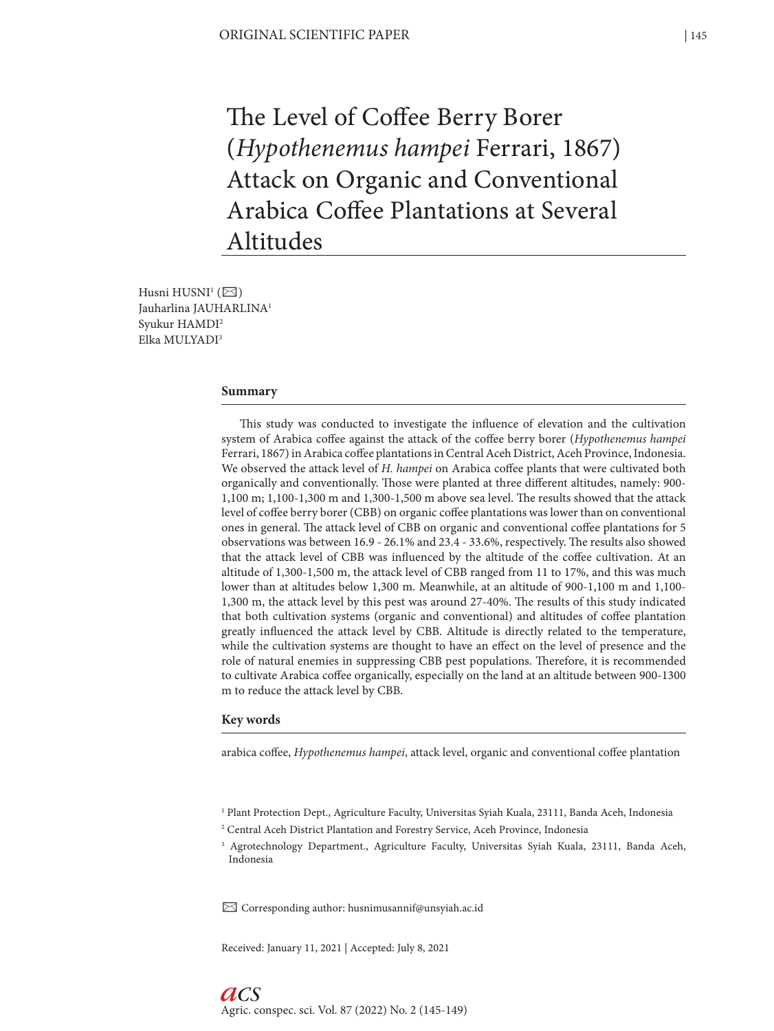# The Level of Coffee Berry Borer (*Hypothenemus hampei* Ferrari, 1867) Attack on Organic and Conventional Arabica Coffee Plantations at Several Altitudes

Husni HUSNI[1] (✉)
Jauharlina JAUHARLINA[1]
Syukur HAMDI[2]
Elka MULYADI[3]

## Summary

This study was conducted to investigate the influence of elevation and the cultivation system of Arabica coffee against the attack of the coffee berry borer (*Hypothenemus hampei* Ferrari, 1867) in Arabica coffee plantations in Central Aceh District, Aceh Province, Indonesia. We observed the attack level of *H. hampei* on Arabica coffee plants that were cultivated both organically and conventionally. Those were planted at three different altitudes, namely: 900-1,100 m; 1,100-1,300 m and 1,300-1,500 m above sea level. The results showed that the attack level of coffee berry borer (CBB) on organic coffee plantations was lower than on conventional ones in general. The attack level of CBB on organic and conventional coffee plantations for 5 observations was between 16.9 - 26.1% and 23.4 - 33.6%, respectively. The results also showed that the attack level of CBB was influenced by the altitude of the coffee cultivation. At an altitude of 1,300-1,500 m, the attack level of CBB ranged from 11 to 17%, and this was much lower than at altitudes below 1,300 m. Meanwhile, at an altitude of 900-1,100 m and 1,100-1,300 m, the attack level by this pest was around 27-40%. The results of this study indicated that both cultivation systems (organic and conventional) and altitudes of coffee plantation greatly influenced the attack level by CBB. Altitude is directly related to the temperature, while the cultivation systems are thought to have an effect on the level of presence and the role of natural enemies in suppressing CBB pest populations. Therefore, it is recommended to cultivate Arabica coffee organically, especially on the land at an altitude between 900-1300 m to reduce the attack level by CBB.

## Key words

arabica coffee, *Hypothenemus hampei*, attack level, organic and conventional coffee plantation

[1] Plant Protection Dept., Agriculture Faculty, Universitas Syiah Kuala, 23111, Banda Aceh, Indonesia

[2] Central Aceh District Plantation and Forestry Service, Aceh Province, Indonesia

[3] Agrotechnology Department., Agriculture Faculty, Universitas Syiah Kuala, 23111, Banda Aceh, Indonesia

✉ Corresponding author: husnimusannif@unsyiah.ac.id

Received: January 11, 2021 | Accepted: July 8, 2021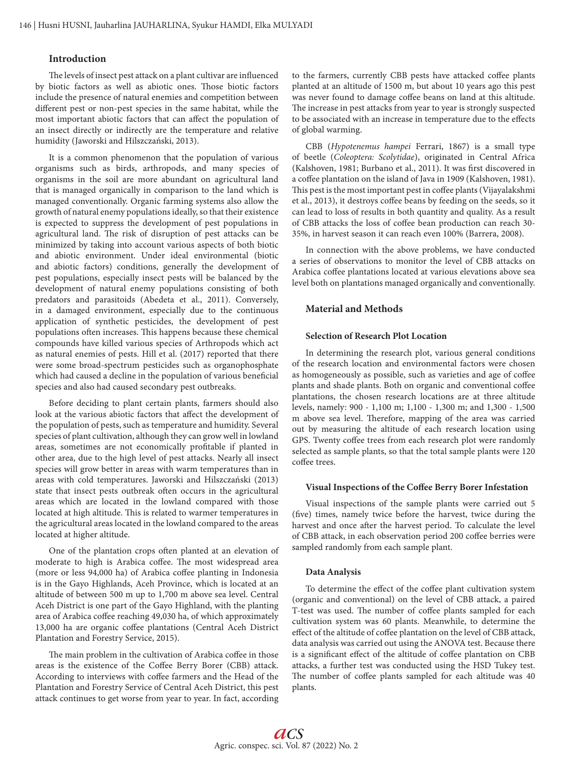## Introduction

The levels of insect pest attack on a plant cultivar are influenced by biotic factors as well as abiotic ones. Those biotic factors include the presence of natural enemies and competition between different pest or non-pest species in the same habitat, while the most important abiotic factors that can affect the population of an insect directly or indirectly are the temperature and relative humidity (Jaworski and Hilszczański, 2013).

It is a common phenomenon that the population of various organisms such as birds, arthropods, and many species of organisms in the soil are more abundant on agricultural land that is managed organically in comparison to the land which is managed conventionally. Organic farming systems also allow the growth of natural enemy populations ideally, so that their existence is expected to suppress the development of pest populations in agricultural land. The risk of disruption of pest attacks can be minimized by taking into account various aspects of both biotic and abiotic environment. Under ideal environmental (biotic and abiotic factors) conditions, generally the development of pest populations, especially insect pests will be balanced by the development of natural enemy populations consisting of both predators and parasitoids (Abedeta et al., 2011). Conversely, in a damaged environment, especially due to the continuous application of synthetic pesticides, the development of pest populations often increases. This happens because these chemical compounds have killed various species of Arthropods which act as natural enemies of pests. Hill et al. (2017) reported that there were some broad-spectrum pesticides such as organophosphate which had caused a decline in the population of various beneficial species and also had caused secondary pest outbreaks.

Before deciding to plant certain plants, farmers should also look at the various abiotic factors that affect the development of the population of pests, such as temperature and humidity. Several species of plant cultivation, although they can grow well in lowland areas, sometimes are not economically profitable if planted in other area, due to the high level of pest attacks. Nearly all insect species will grow better in areas with warm temperatures than in areas with cold temperatures. Jaworski and Hilszczański (2013) state that insect pests outbreak often occurs in the agricultural areas which are located in the lowland compared with those located at high altitude. This is related to warmer temperatures in the agricultural areas located in the lowland compared to the areas located at higher altitude.

One of the plantation crops often planted at an elevation of moderate to high is Arabica coffee. The most widespread area (more or less 94,000 ha) of Arabica coffee planting in Indonesia is in the Gayo Highlands, Aceh Province, which is located at an altitude of between 500 m up to 1,700 m above sea level. Central Aceh District is one part of the Gayo Highland, with the planting area of Arabica coffee reaching 49,030 ha, of which approximately 13,000 ha are organic coffee plantations (Central Aceh District Plantation and Forestry Service, 2015).

The main problem in the cultivation of Arabica coffee in those areas is the existence of the Coffee Berry Borer (CBB) attack. According to interviews with coffee farmers and the Head of the Plantation and Forestry Service of Central Aceh District, this pest attack continues to get worse from year to year. In fact, according to the farmers, currently CBB pests have attacked coffee plants planted at an altitude of 1500 m, but about 10 years ago this pest was never found to damage coffee beans on land at this altitude. The increase in pest attacks from year to year is strongly suspected to be associated with an increase in temperature due to the effects of global warming.

CBB (*Hypotenemus hampei* Ferrari, 1867) is a small type of beetle (*Coleoptera: Scolytidae*), originated in Central Africa (Kalshoven, 1981; Burbano et al., 2011). It was first discovered in a coffee plantation on the island of Java in 1909 (Kalshoven, 1981). This pest is the most important pest in coffee plants (Vijayalakshmi et al., 2013), it destroys coffee beans by feeding on the seeds, so it can lead to loss of results in both quantity and quality. As a result of CBB attacks the loss of coffee bean production can reach 30-35%, in harvest season it can reach even 100% (Barrera, 2008).

In connection with the above problems, we have conducted a series of observations to monitor the level of CBB attacks on Arabica coffee plantations located at various elevations above sea level both on plantations managed organically and conventionally.

## Material and Methods

### Selection of Research Plot Location

In determining the research plot, various general conditions of the research location and environmental factors were chosen as homogeneously as possible, such as varieties and age of coffee plants and shade plants. Both on organic and conventional coffee plantations, the chosen research locations are at three altitude levels, namely: 900 - 1,100 m; 1,100 - 1,300 m; and 1,300 - 1,500 m above sea level. Therefore, mapping of the area was carried out by measuring the altitude of each research location using GPS. Twenty coffee trees from each research plot were randomly selected as sample plants, so that the total sample plants were 120 coffee trees.

### Visual Inspections of the Coffee Berry Borer Infestation

Visual inspections of the sample plants were carried out 5 (five) times, namely twice before the harvest, twice during the harvest and once after the harvest period. To calculate the level of CBB attack, in each observation period 200 coffee berries were sampled randomly from each sample plant.

### Data Analysis

To determine the effect of the coffee plant cultivation system (organic and conventional) on the level of CBB attack, a paired T-test was used. The number of coffee plants sampled for each cultivation system was 60 plants. Meanwhile, to determine the effect of the altitude of coffee plantation on the level of CBB attack, data analysis was carried out using the ANOVA test. Because there is a significant effect of the altitude of coffee plantation on CBB attacks, a further test was conducted using the HSD Tukey test. The number of coffee plants sampled for each altitude was 40 plants.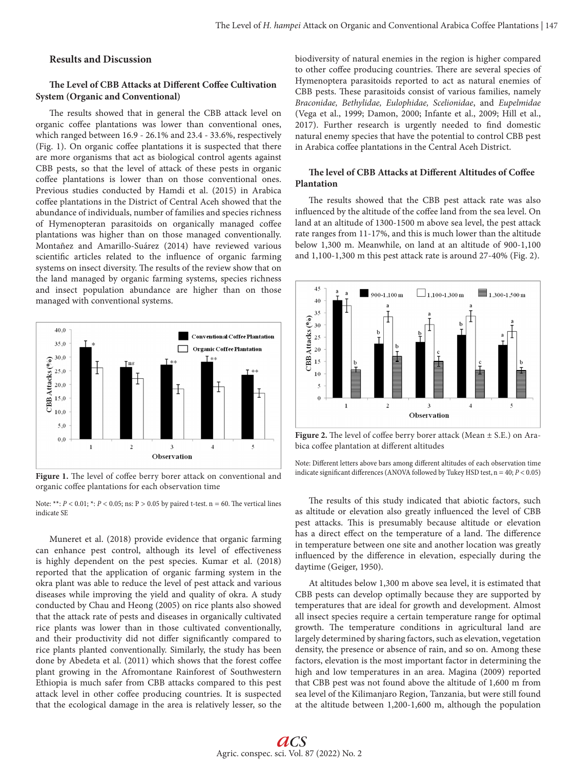## Results and Discussion

### The Level of CBB Attacks at Different Coffee Cultivation System (Organic and Conventional)

The results showed that in general the CBB attack level on organic coffee plantations was lower than conventional ones, which ranged between 16.9 - 26.1% and 23.4 - 33.6%, respectively (Fig. 1). On organic coffee plantations it is suspected that there are more organisms that act as biological control agents against CBB pests, so that the level of attack of these pests in organic coffee plantations is lower than on those conventional ones. Previous studies conducted by Hamdi et al. (2015) in Arabica coffee plantations in the District of Central Aceh showed that the abundance of individuals, number of families and species richness of Hymenopteran parasitoids on organically managed coffee plantations was higher than on those managed conventionally. Montañez and Amarillo-Suárez (2014) have reviewed various scientific articles related to the influence of organic farming systems on insect diversity. The results of the review show that on the land managed by organic farming systems, species richness and insect population abundance are higher than on those managed with conventional systems.

**Figure 1.** The level of coffee berry borer attack on conventional and organic coffee plantations for each observation time

Note: **: $P < 0.01$; *: $P < 0.05$; ns: $P > 0.05$ by paired t-test. n = 60. The vertical lines indicate SE

Muneret et al. (2018) provide evidence that organic farming can enhance pest control, although its level of effectiveness is highly dependent on the pest species. Kumar et al. (2018) reported that the application of organic farming system in the okra plant was able to reduce the level of pest attack and various diseases while improving the yield and quality of okra. A study conducted by Chau and Heong (2005) on rice plants also showed that the attack rate of pests and diseases in organically cultivated rice plants was lower than in those cultivated conventionally, and their productivity did not differ significantly compared to rice plants planted conventionally. Similarly, the study has been done by Abedeta et al. (2011) which shows that the forest coffee plant growing in the Afromontane Rainforest of Southwestern Ethiopia is much safer from CBB attacks compared to this pest attack level in other coffee producing countries. It is suspected that the ecological damage in the area is relatively lesser, so the biodiversity of natural enemies in the region is higher compared to other coffee producing countries. There are several species of Hymenoptera parasitoids reported to act as natural enemies of CBB pests. These parasitoids consist of various families, namely *Braconidae, Bethylidae, Eulophidae, Scelionidae*, and *Eupelmidae* (Vega et al., 1999; Damon, 2000; Infante et al., 2009; Hill et al., 2017). Further research is urgently needed to find domestic natural enemy species that have the potential to control CBB pest in Arabica coffee plantations in the Central Aceh District.

### The level of CBB Attacks at Different Altitudes of Coffee Plantation

The results showed that the CBB pest attack rate was also influenced by the altitude of the coffee land from the sea level. On land at an altitude of 1300-1500 m above sea level, the pest attack rate ranges from 11-17%, and this is much lower than the altitude below 1,300 m. Meanwhile, on land at an altitude of 900-1,100 and 1,100-1,300 m this pest attack rate is around 27-40% (Fig. 2).

**Figure 2.** The level of coffee berry borer attack (Mean ± S.E.) on Arabica coffee plantation at different altitudes

Note: Different letters above bars among different altitudes of each observation time indicate significant differences (ANOVA followed by Tukey HSD test, n = 40; $P < 0.05$)

The results of this study indicated that abiotic factors, such as altitude or elevation also greatly influenced the level of CBB pest attacks. This is presumably because altitude or elevation has a direct effect on the temperature of a land. The difference in temperature between one site and another location was greatly influenced by the difference in elevation, especially during the daytime (Geiger, 1950).

At altitudes below 1,300 m above sea level, it is estimated that CBB pests can develop optimally because they are supported by temperatures that are ideal for growth and development. Almost all insect species require a certain temperature range for optimal growth. The temperature conditions in agricultural land are largely determined by sharing factors, such as elevation, vegetation density, the presence or absence of rain, and so on. Among these factors, elevation is the most important factor in determining the high and low temperatures in an area. Magina (2009) reported that CBB pest was not found above the altitude of 1,600 m from sea level of the Kilimanjaro Region, Tanzania, but were still found at the altitude between 1,200-1,600 m, although the population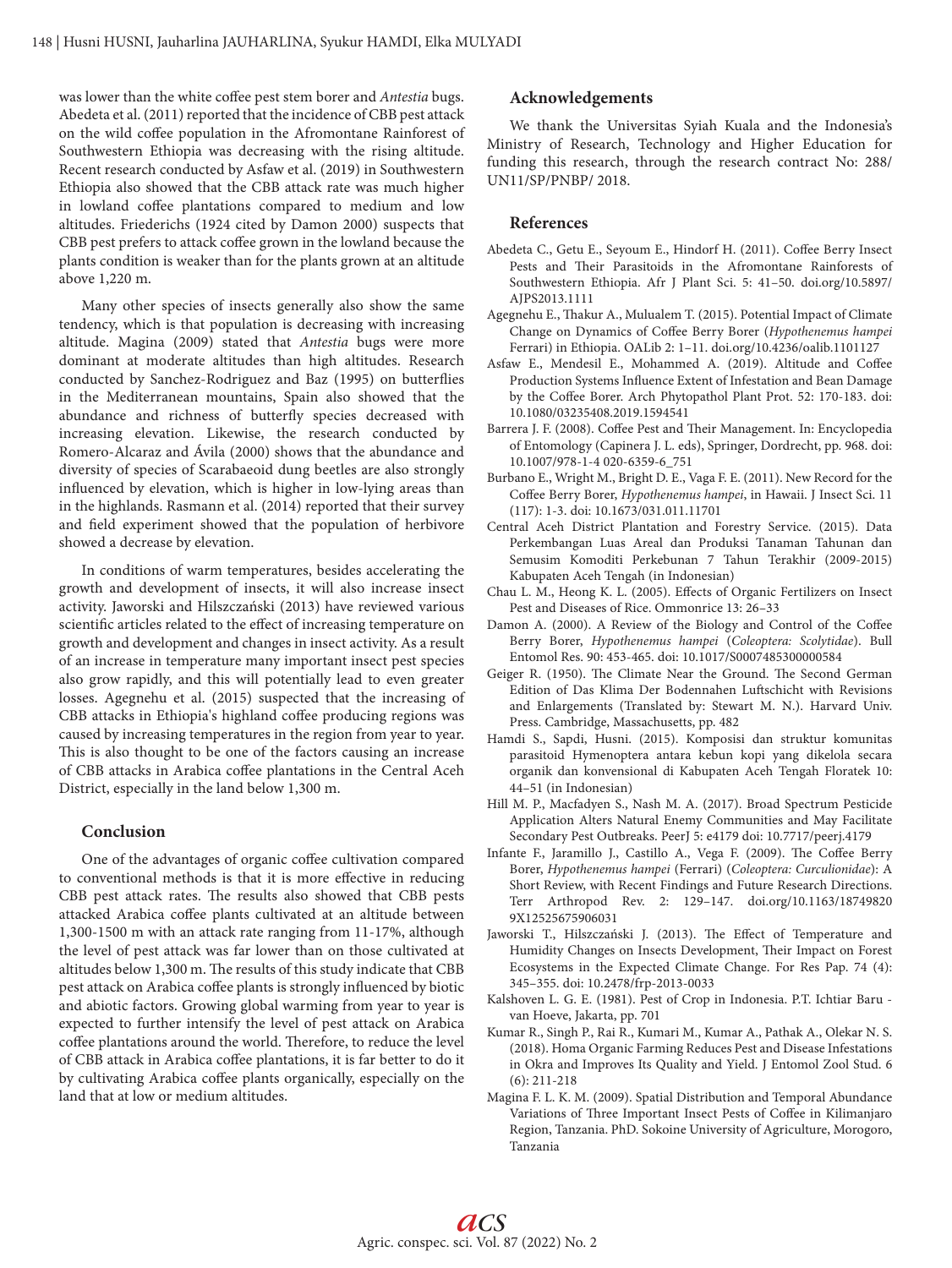was lower than the white coffee pest stem borer and *Antestia* bugs. Abedeta et al. (2011) reported that the incidence of CBB pest attack on the wild coffee population in the Afromontane Rainforest of Southwestern Ethiopia was decreasing with the rising altitude. Recent research conducted by Asfaw et al. (2019) in Southwestern Ethiopia also showed that the CBB attack rate was much higher in lowland coffee plantations compared to medium and low altitudes. Friederichs (1924 cited by Damon 2000) suspects that CBB pest prefers to attack coffee grown in the lowland because the plants condition is weaker than for the plants grown at an altitude above 1,220 m.

Many other species of insects generally also show the same tendency, which is that population is decreasing with increasing altitude. Magina (2009) stated that *Antestia* bugs were more dominant at moderate altitudes than high altitudes. Research conducted by Sanchez-Rodriguez and Baz (1995) on butterflies in the Mediterranean mountains, Spain also showed that the abundance and richness of butterfly species decreased with increasing elevation. Likewise, the research conducted by Romero-Alcaraz and Ávila (2000) shows that the abundance and diversity of species of Scarabaeoid dung beetles are also strongly influenced by elevation, which is higher in low-lying areas than in the highlands. Rasmann et al. (2014) reported that their survey and field experiment showed that the population of herbivore showed a decrease by elevation.

In conditions of warm temperatures, besides accelerating the growth and development of insects, it will also increase insect activity. Jaworski and Hilszczański (2013) have reviewed various scientific articles related to the effect of increasing temperature on growth and development and changes in insect activity. As a result of an increase in temperature many important insect pest species also grow rapidly, and this will potentially lead to even greater losses. Agegnehu et al. (2015) suspected that the increasing of CBB attacks in Ethiopia's highland coffee producing regions was caused by increasing temperatures in the region from year to year. This is also thought to be one of the factors causing an increase of CBB attacks in Arabica coffee plantations in the Central Aceh District, especially in the land below 1,300 m.

## Conclusion

One of the advantages of organic coffee cultivation compared to conventional methods is that it is more effective in reducing CBB pest attack rates. The results also showed that CBB pests attacked Arabica coffee plants cultivated at an altitude between 1,300-1500 m with an attack rate ranging from 11-17%, although the level of pest attack was far lower than on those cultivated at altitudes below 1,300 m. The results of this study indicate that CBB pest attack on Arabica coffee plants is strongly influenced by biotic and abiotic factors. Growing global warming from year to year is expected to further intensify the level of pest attack on Arabica coffee plantations around the world. Therefore, to reduce the level of CBB attack in Arabica coffee plantations, it is far better to do it by cultivating Arabica coffee plants organically, especially on the land that at low or medium altitudes.

## Acknowledgements

We thank the Universitas Syiah Kuala and the Indonesia's Ministry of Research, Technology and Higher Education for funding this research, through the research contract No: 288/ UN11/SP/PNBP/ 2018.

## References

Abedeta C., Getu E., Seyoum E., Hindorf H. (2011). Coffee Berry Insect Pests and Their Parasitoids in the Afromontane Rainforests of Southwestern Ethiopia. Afr J Plant Sci. 5: 41–50. doi.org/10.5897/AJPS2013.1111

Agegnehu E., Thakur A., Mulualem T. (2015). Potential Impact of Climate Change on Dynamics of Coffee Berry Borer (*Hypothenemus hampei* Ferrari) in Ethiopia. OALib 2: 1–11. doi.org/10.4236/oalib.1101127

Asfaw E., Mendesil E., Mohammed A. (2019). Altitude and Coffee Production Systems Influence Extent of Infestation and Bean Damage by the Coffee Borer. Arch Phytopathol Plant Prot. 52: 170-183. doi: 10.1080/03235408.2019.1594541

Barrera J. F. (2008). Coffee Pest and Their Management. In: Encyclopedia of Entomology (Capinera J. L. eds), Springer, Dordrecht, pp. 968. doi: 10.1007/978-1-4 020-6359-6_751

Burbano E., Wright M., Bright D. E., Vaga F. E. (2011). New Record for the Coffee Berry Borer, *Hypothenemus hampei*, in Hawaii. J Insect Sci. 11 (117): 1-3. doi: 10.1673/031.011.11701

Central Aceh District Plantation and Forestry Service. (2015). Data Perkembangan Luas Areal dan Produksi Tanaman Tahunan dan Semusim Komoditi Perkebunan 7 Tahun Terakhir (2009-2015) Kabupaten Aceh Tengah (in Indonesian)

Chau L. M., Heong K. L. (2005). Effects of Organic Fertilizers on Insect Pest and Diseases of Rice. Ommonrice 13: 26–33

Damon A. (2000). A Review of the Biology and Control of the Coffee Berry Borer, *Hypothenemus hampei* (*Coleoptera: Scolytidae*). Bull Entomol Res. 90: 453-465. doi: 10.1017/S0007485300000584

Geiger R. (1950). The Climate Near the Ground. The Second German Edition of Das Klima Der Bodennahen Luftschicht with Revisions and Enlargements (Translated by: Stewart M. N.). Harvard Univ. Press. Cambridge, Massachusetts, pp. 482

Hamdi S., Sapdi, Husni. (2015). Komposisi dan struktur komunitas parasitoid Hymenoptera antara kebun kopi yang dikelola secara organik dan konvensional di Kabupaten Aceh Tengah Floratek 10: 44–51 (in Indonesian)

Hill M. P., Macfadyen S., Nash M. A. (2017). Broad Spectrum Pesticide Application Alters Natural Enemy Communities and May Facilitate Secondary Pest Outbreaks. PeerJ 5: e4179 doi: 10.7717/peerj.4179

Infante F., Jaramillo J., Castillo A., Vega F. (2009). The Coffee Berry Borer, *Hypothenemus hampei* (Ferrari) (*Coleoptera: Curculionidae*): A Short Review, with Recent Findings and Future Research Directions. Terr Arthropod Rev. 2: 129–147. doi.org/10.1163/187498209X12525675906031

Jaworski T., Hilszczański J. (2013). The Effect of Temperature and Humidity Changes on Insects Development, Their Impact on Forest Ecosystems in the Expected Climate Change. For Res Pap. 74 (4): 345–355. doi: 10.2478/frp-2013-0033

Kalshoven L. G. E. (1981). Pest of Crop in Indonesia. P.T. Ichtiar Baru - van Hoeve, Jakarta, pp. 701

Kumar R., Singh P., Rai R., Kumari M., Kumar A., Pathak A., Olekar N. S. (2018). Homa Organic Farming Reduces Pest and Disease Infestations in Okra and Improves Its Quality and Yield. J Entomol Zool Stud. 6 (6): 211-218

Magina F. L. K. M. (2009). Spatial Distribution and Temporal Abundance Variations of Three Important Insect Pests of Coffee in Kilimanjaro Region, Tanzania. PhD. Sokoine University of Agriculture, Morogoro, Tanzania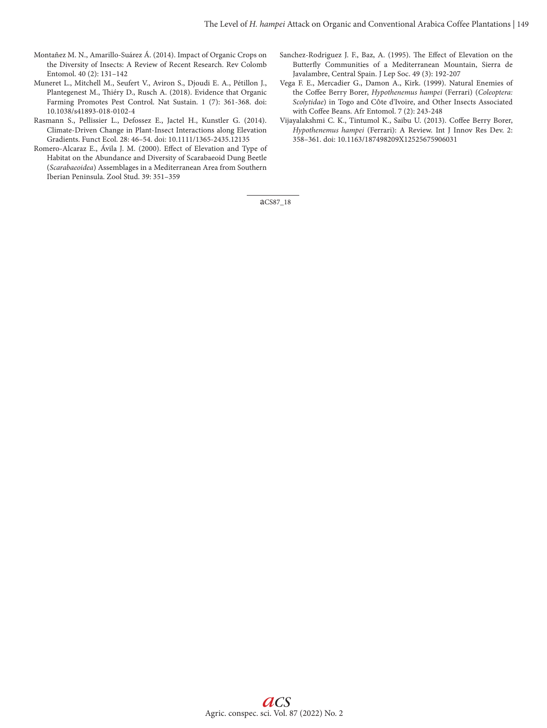Montañez M. N., Amarillo-Suárez Á. (2014). Impact of Organic Crops on the Diversity of Insects: A Review of Recent Research. Rev Colomb Entomol. 40 (2): 131–142

Muneret L., Mitchell M., Seufert V., Aviron S., Djoudi E. A., Pétillon J., Plantegenest M., Thiéry D., Rusch A. (2018). Evidence that Organic Farming Promotes Pest Control. Nat Sustain. 1 (7): 361-368. doi: 10.1038/s41893-018-0102-4

Rasmann S., Pellissier L., Defossez E., Jactel H., Kunstler G. (2014). Climate-Driven Change in Plant-Insect Interactions along Elevation Gradients. Funct Ecol. 28: 46–54. doi: 10.1111/1365-2435.12135

Romero-Alcaraz E., Ávila J. M. (2000). Effect of Elevation and Type of Habitat on the Abundance and Diversity of Scarabaeoid Dung Beetle (*Scarabaeoidea*) Assemblages in a Mediterranean Area from Southern Iberian Peninsula. Zool Stud. 39: 351–359

Sanchez-Rodriguez J. F., Baz, A. (1995). The Effect of Elevation on the Butterfly Communities of a Mediterranean Mountain, Sierra de Javalambre, Central Spain. J Lep Soc. 49 (3): 192-207

Vega F. E., Mercadier G., Damon A., Kirk. (1999). Natural Enemies of the Coffee Berry Borer, *Hypothenemus hampei* (Ferrari) (*Coleoptera: Scolytidae*) in Togo and Côte d'Ivoire, and Other Insects Associated with Coffee Beans. Afr Entomol. 7 (2): 243-248

Vijayalakshmi C. K., Tintumol K., Saibu U. (2013). Coffee Berry Borer, *Hypothenemus hampei* (Ferrari): A Review. Int J Innov Res Dev. 2: 358–361. doi: 10.1163/187498209X12525675906031

---

aCS87_18